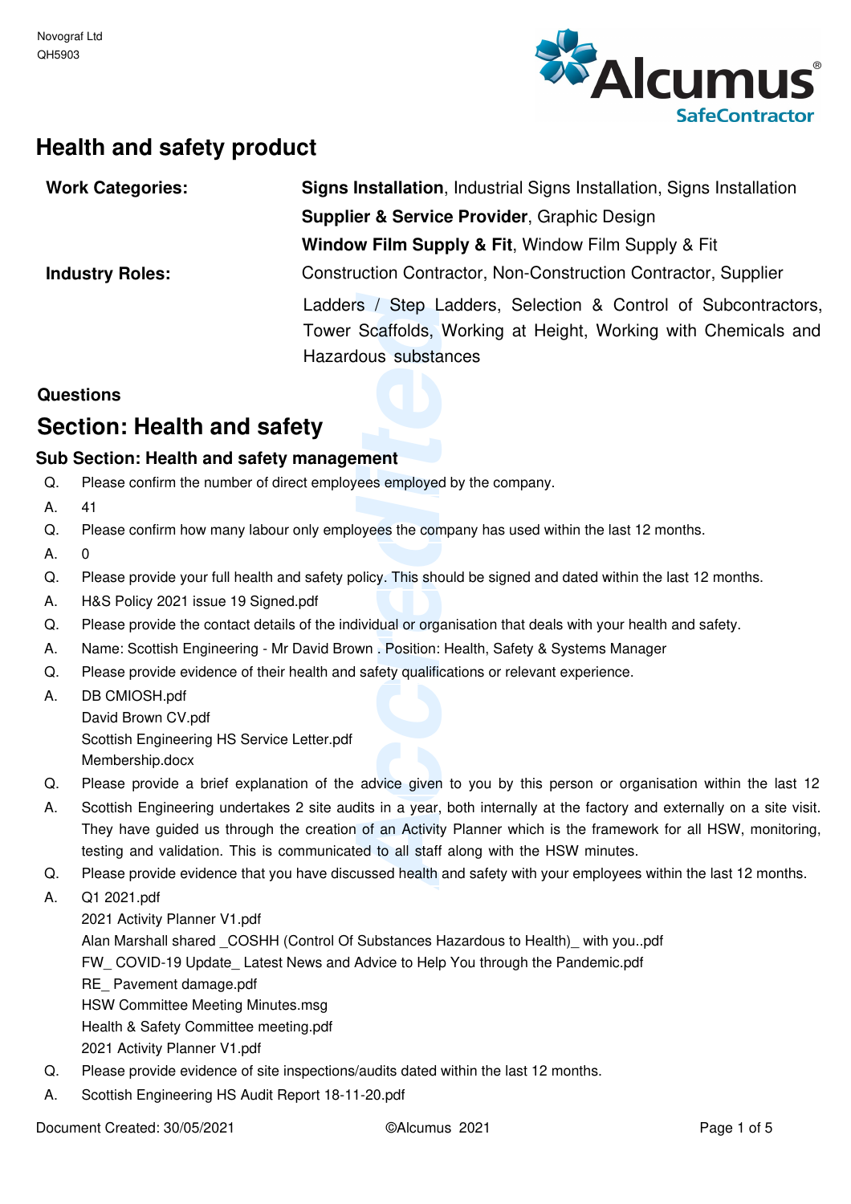Novograf Ltd
QH5903

# Health and safety product

| | |
|---|---|
| **Work Categories:** | **Signs Installation**, Industrial Signs Installation, Signs Installation |
| | **Supplier & Service Provider**, Graphic Design |
| | **Window Film Supply & Fit**, Window Film Supply & Fit |
| **Industry Roles:** | Construction Contractor, Non-Construction Contractor, Supplier |
| | Ladders / Step Ladders, Selection & Control of Subcontractors, Tower Scaffolds, Working at Height, Working with Chemicals and Hazardous substances |

**Questions**

## Section: Health and safety

### Sub Section: Health and safety management

Q. Please confirm the number of direct employees employed by the company.

A. 41

Q. Please confirm how many labour only employees the company has used within the last 12 months.

A. 0

Q. Please provide your full health and safety policy. This should be signed and dated within the last 12 months.

A. H&S Policy 2021 issue 19 Signed.pdf

Q. Please provide the contact details of the individual or organisation that deals with your health and safety.

A. Name: Scottish Engineering - Mr David Brown . Position: Health, Safety & Systems Manager

Q. Please provide evidence of their health and safety qualifications or relevant experience.

A. DB CMIOSH.pdf
David Brown CV.pdf
Scottish Engineering HS Service Letter.pdf
Membership.docx

Q. Please provide a brief explanation of the advice given to you by this person or organisation within the last 12

A. Scottish Engineering undertakes 2 site audits in a year, both internally at the factory and externally on a site visit. They have guided us through the creation of an Activity Planner which is the framework for all HSW, monitoring, testing and validation. This is communicated to all staff along with the HSW minutes.

Q. Please provide evidence that you have discussed health and safety with your employees within the last 12 months.

A. Q1 2021.pdf
2021 Activity Planner V1.pdf
Alan Marshall shared _COSHH (Control Of Substances Hazardous to Health)_ with you..pdf
FW_ COVID-19 Update_ Latest News and Advice to Help You through the Pandemic.pdf
RE_ Pavement damage.pdf
HSW Committee Meeting Minutes.msg
Health & Safety Committee meeting.pdf
2021 Activity Planner V1.pdf

Q. Please provide evidence of site inspections/audits dated within the last 12 months.

A. Scottish Engineering HS Audit Report 18-11-20.pdf

Document Created: 30/05/2021 ©Alcumus 2021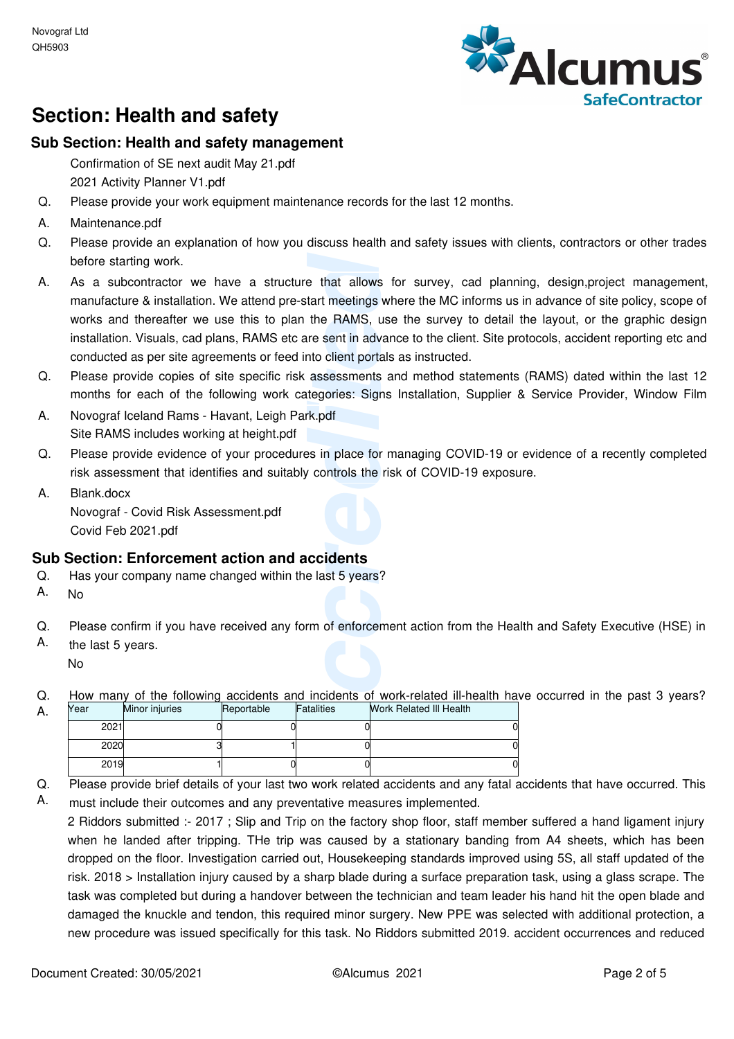## Section: Health and safety

### Sub Section: Health and safety management

Confirmation of SE next audit May 21.pdf
2021 Activity Planner V1.pdf

Q. Please provide your work equipment maintenance records for the last 12 months.

A. Maintenance.pdf

Q. Please provide an explanation of how you discuss health and safety issues with clients, contractors or other trades before starting work.

A. As a subcontractor we have a structure that allows for survey, cad planning, design,project management, manufacture & installation. We attend pre-start meetings where the MC informs us in advance of site policy, scope of works and thereafter we use this to plan the RAMS, use the survey to detail the layout, or the graphic design installation. Visuals, cad plans, RAMS etc are sent in advance to the client. Site protocols, accident reporting etc and conducted as per site agreements or feed into client portals as instructed.

Q. Please provide copies of site specific risk assessments and method statements (RAMS) dated within the last 12 months for each of the following work categories: Signs Installation, Supplier & Service Provider, Window Film

A. Novograf Iceland Rams - Havant, Leigh Park.pdf
Site RAMS includes working at height.pdf

Q. Please provide evidence of your procedures in place for managing COVID-19 or evidence of a recently completed risk assessment that identifies and suitably controls the risk of COVID-19 exposure.

A. Blank.docx
Novograf - Covid Risk Assessment.pdf
Covid Feb 2021.pdf

### Sub Section: Enforcement action and accidents

Q. Has your company name changed within the last 5 years?

A. No

Q. Please confirm if you have received any form of enforcement action from the Health and Safety Executive (HSE) in the last 5 years.

A. No

Q. How many of the following accidents and incidents of work-related ill-health have occurred in the past 3 years?

A.

| Year | Minor injuries | Reportable | Fatalities | Work Related Ill Health |
|---|---|---|---|---|
| 2021 | 0 | 0 | 0 | 0 |
| 2020 | 3 | 1 | 0 | 0 |
| 2019 | 1 | 0 | 0 | 0 |

Q. Please provide brief details of your last two work related accidents and any fatal accidents that have occurred. This must include their outcomes and any preventative measures implemented.

A. 2 Riddors submitted :- 2017 ; Slip and Trip on the factory shop floor, staff member suffered a hand ligament injury when he landed after tripping. THe trip was caused by a stationary banding from A4 sheets, which has been dropped on the floor. Investigation carried out, Housekeeping standards improved using 5S, all staff updated of the risk. 2018 > Installation injury caused by a sharp blade during a surface preparation task, using a glass scrape. The task was completed but during a handover between the technician and team leader his hand hit the open blade and damaged the knuckle and tendon, this required minor surgery. New PPE was selected with additional protection, a new procedure was issued specifically for this task. No Riddors submitted 2019. accident occurrences and reduced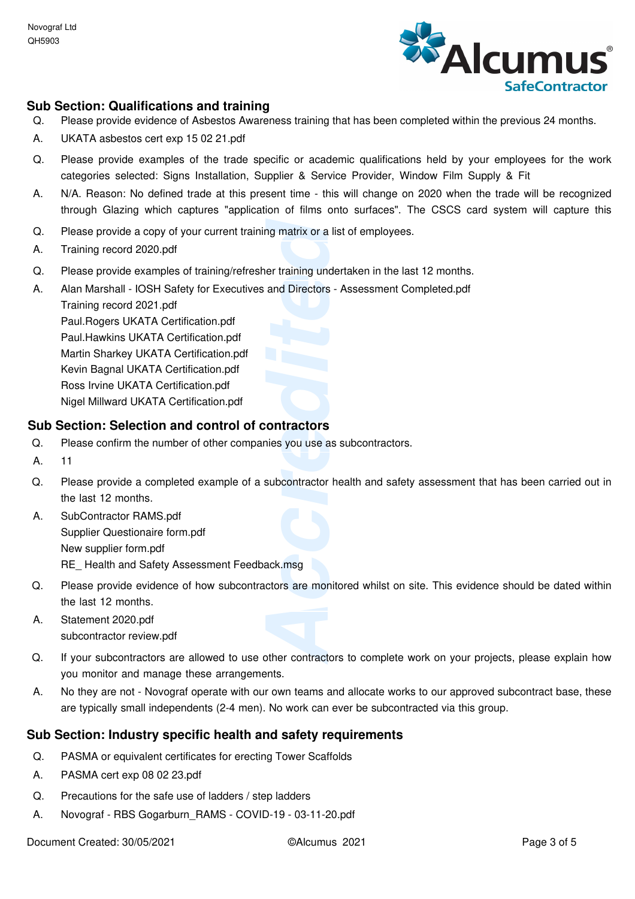## Sub Section: Qualifications and training

Q. Please provide evidence of Asbestos Awareness training that has been completed within the previous 24 months.

A. UKATA asbestos cert exp 15 02 21.pdf

Q. Please provide examples of the trade specific or academic qualifications held by your employees for the work categories selected: Signs Installation, Supplier & Service Provider, Window Film Supply & Fit

A. N/A. Reason: No defined trade at this present time - this will change on 2020 when the trade will be recognized through Glazing which captures "application of films onto surfaces". The CSCS card system will capture this

Q. Please provide a copy of your current training matrix or a list of employees.

A. Training record 2020.pdf

Q. Please provide examples of training/refresher training undertaken in the last 12 months.

A. Alan Marshall - IOSH Safety for Executives and Directors - Assessment Completed.pdf
Training record 2021.pdf
Paul.Rogers UKATA Certification.pdf
Paul.Hawkins UKATA Certification.pdf
Martin Sharkey UKATA Certification.pdf
Kevin Bagnal UKATA Certification.pdf
Ross Irvine UKATA Certification.pdf
Nigel Millward UKATA Certification.pdf

## Sub Section: Selection and control of contractors

Q. Please confirm the number of other companies you use as subcontractors.

A. 11

Q. Please provide a completed example of a subcontractor health and safety assessment that has been carried out in the last 12 months.

A. SubContractor RAMS.pdf
Supplier Questionaire form.pdf
New supplier form.pdf
RE_ Health and Safety Assessment Feedback.msg

Q. Please provide evidence of how subcontractors are monitored whilst on site. This evidence should be dated within the last 12 months.

A. Statement 2020.pdf
subcontractor review.pdf

Q. If your subcontractors are allowed to use other contractors to complete work on your projects, please explain how you monitor and manage these arrangements.

A. No they are not - Novograf operate with our own teams and allocate works to our approved subcontract base, these are typically small independents (2-4 men). No work can ever be subcontracted via this group.

## Sub Section: Industry specific health and safety requirements

Q. PASMA or equivalent certificates for erecting Tower Scaffolds

A. PASMA cert exp 08 02 23.pdf

Q. Precautions for the safe use of ladders / step ladders

A. Novograf - RBS Gogarburn_RAMS - COVID-19 - 03-11-20.pdf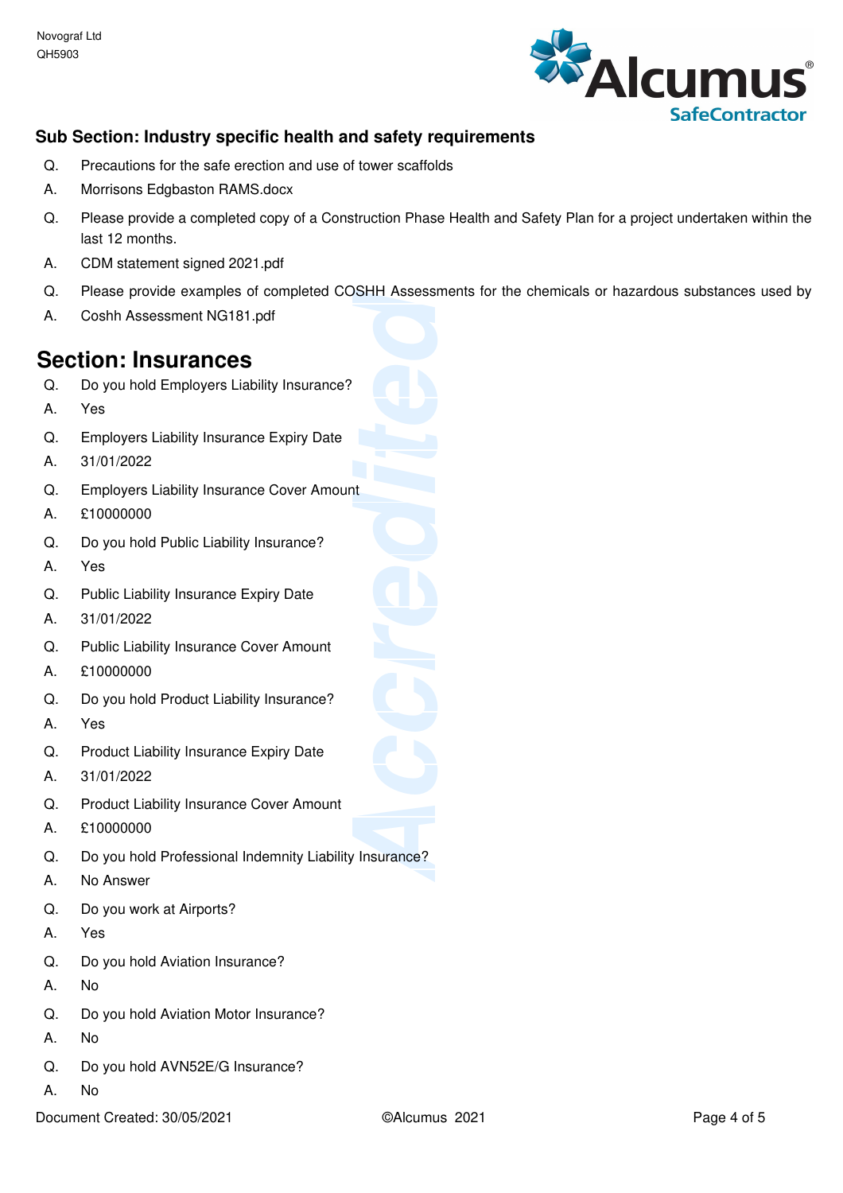### Sub Section: Industry specific health and safety requirements

Q. Precautions for the safe erection and use of tower scaffolds

A. Morrisons Edgbaston RAMS.docx

Q. Please provide a completed copy of a Construction Phase Health and Safety Plan for a project undertaken within the last 12 months.

A. CDM statement signed 2021.pdf

Q. Please provide examples of completed COSHH Assessments for the chemicals or hazardous substances used by

A. Coshh Assessment NG181.pdf

## Section: Insurances

Q. Do you hold Employers Liability Insurance?

A. Yes

Q. Employers Liability Insurance Expiry Date

A. 31/01/2022

Q. Employers Liability Insurance Cover Amount

A. £10000000

Q. Do you hold Public Liability Insurance?

A. Yes

Q. Public Liability Insurance Expiry Date

A. 31/01/2022

Q. Public Liability Insurance Cover Amount

A. £10000000

Q. Do you hold Product Liability Insurance?

A. Yes

Q. Product Liability Insurance Expiry Date

A. 31/01/2022

Q. Product Liability Insurance Cover Amount

A. £10000000

Q. Do you hold Professional Indemnity Liability Insurance?

A. No Answer

Q. Do you work at Airports?

A. Yes

Q. Do you hold Aviation Insurance?

A. No

Q. Do you hold Aviation Motor Insurance?

A. No

Q. Do you hold AVN52E/G Insurance?

A. No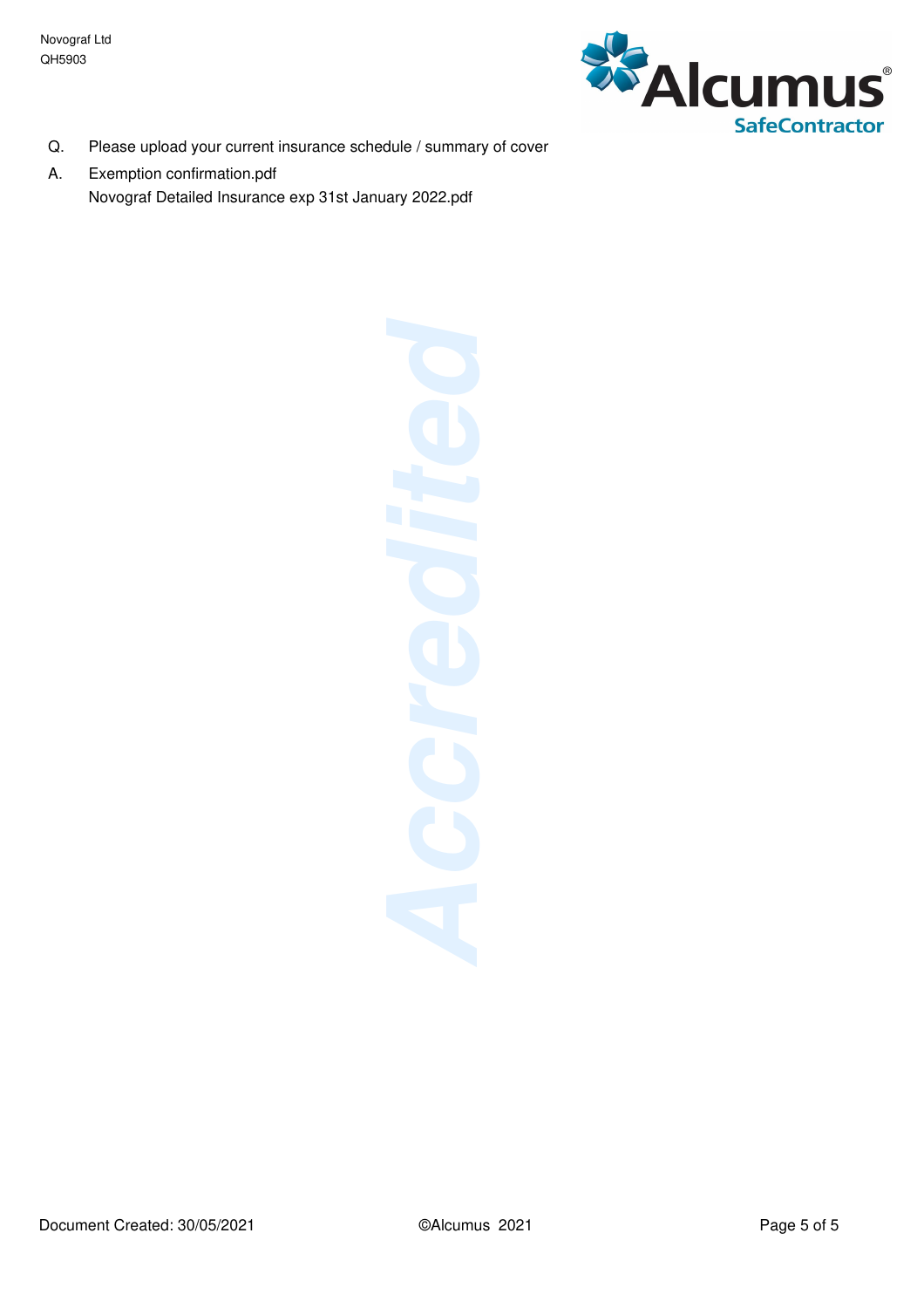Q. Please upload your current insurance schedule / summary of cover

A. Exemption confirmation.pdf
Novograf Detailed Insurance exp 31st January 2022.pdf